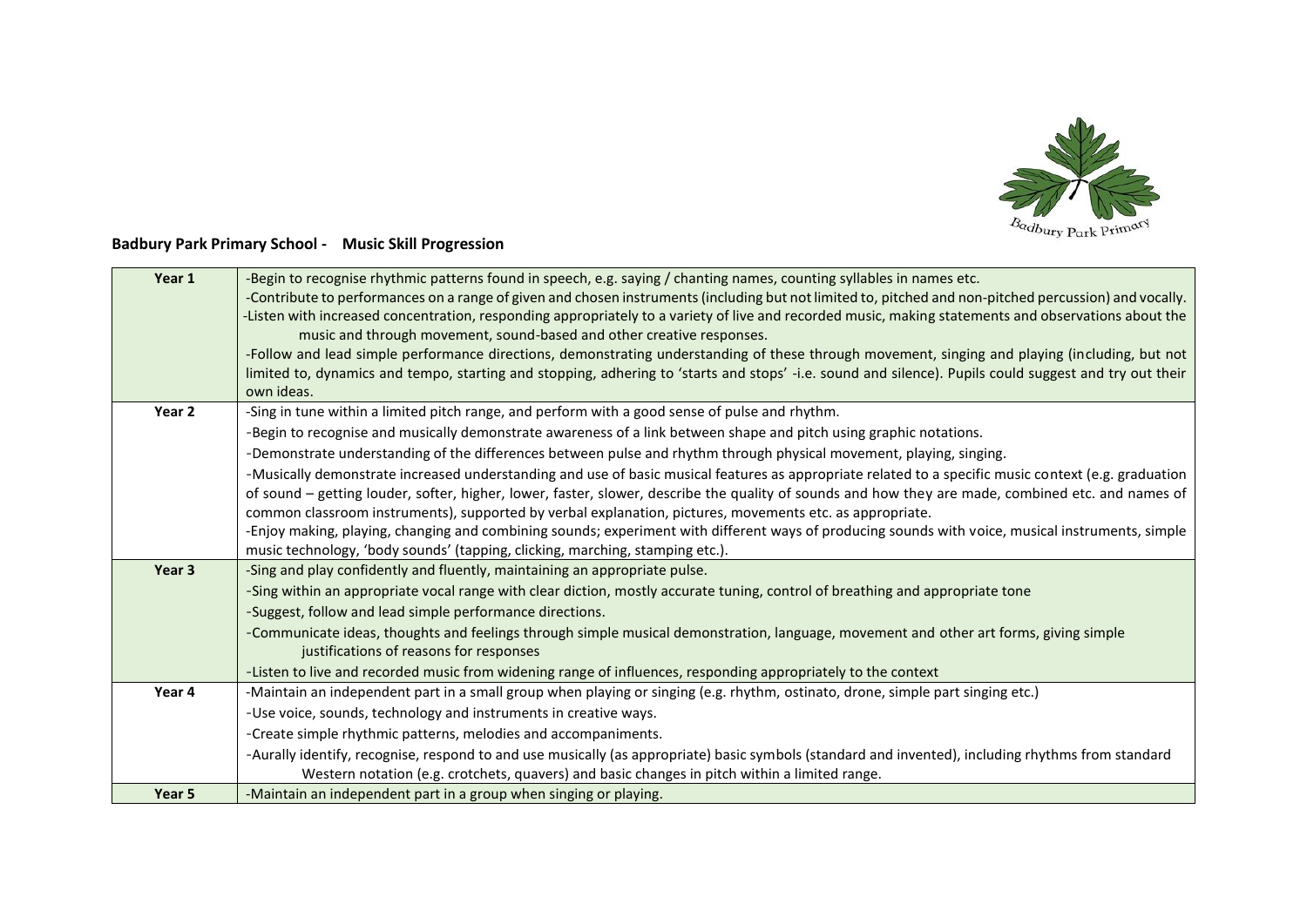**Badbury Park Primary School - Music Skill Progression**

| | |
|---|---|
| Year 1 | -Begin to recognise rhythmic patterns found in speech, e.g. saying / chanting names, counting syllables in names etc.<br>-Contribute to performances on a range of given and chosen instruments (including but not limited to, pitched and non-pitched percussion) and vocally.<br>-Listen with increased concentration, responding appropriately to a variety of live and recorded music, making statements and observations about the music and through movement, sound-based and other creative responses.<br>-Follow and lead simple performance directions, demonstrating understanding of these through movement, singing and playing (including, but not limited to, dynamics and tempo, starting and stopping, adhering to 'starts and stops' -i.e. sound and silence). Pupils could suggest and try out their own ideas. |
| Year 2 | -Sing in tune within a limited pitch range, and perform with a good sense of pulse and rhythm.<br>-Begin to recognise and musically demonstrate awareness of a link between shape and pitch using graphic notations.<br>-Demonstrate understanding of the differences between pulse and rhythm through physical movement, playing, singing.<br>-Musically demonstrate increased understanding and use of basic musical features as appropriate related to a specific music context (e.g. graduation of sound – getting louder, softer, higher, lower, faster, slower, describe the quality of sounds and how they are made, combined etc. and names of common classroom instruments), supported by verbal explanation, pictures, movements etc. as appropriate.<br>-Enjoy making, playing, changing and combining sounds; experiment with different ways of producing sounds with voice, musical instruments, simple music technology, 'body sounds' (tapping, clicking, marching, stamping etc.). |
| Year 3 | -Sing and play confidently and fluently, maintaining an appropriate pulse.<br>-Sing within an appropriate vocal range with clear diction, mostly accurate tuning, control of breathing and appropriate tone<br>-Suggest, follow and lead simple performance directions.<br>-Communicate ideas, thoughts and feelings through simple musical demonstration, language, movement and other art forms, giving simple justifications of reasons for responses<br>-Listen to live and recorded music from widening range of influences, responding appropriately to the context |
| Year 4 | -Maintain an independent part in a small group when playing or singing (e.g. rhythm, ostinato, drone, simple part singing etc.)<br>-Use voice, sounds, technology and instruments in creative ways.<br>-Create simple rhythmic patterns, melodies and accompaniments.<br>-Aurally identify, recognise, respond to and use musically (as appropriate) basic symbols (standard and invented), including rhythms from standard Western notation (e.g. crotchets, quavers) and basic changes in pitch within a limited range. |
| Year 5 | -Maintain an independent part in a group when singing or playing. |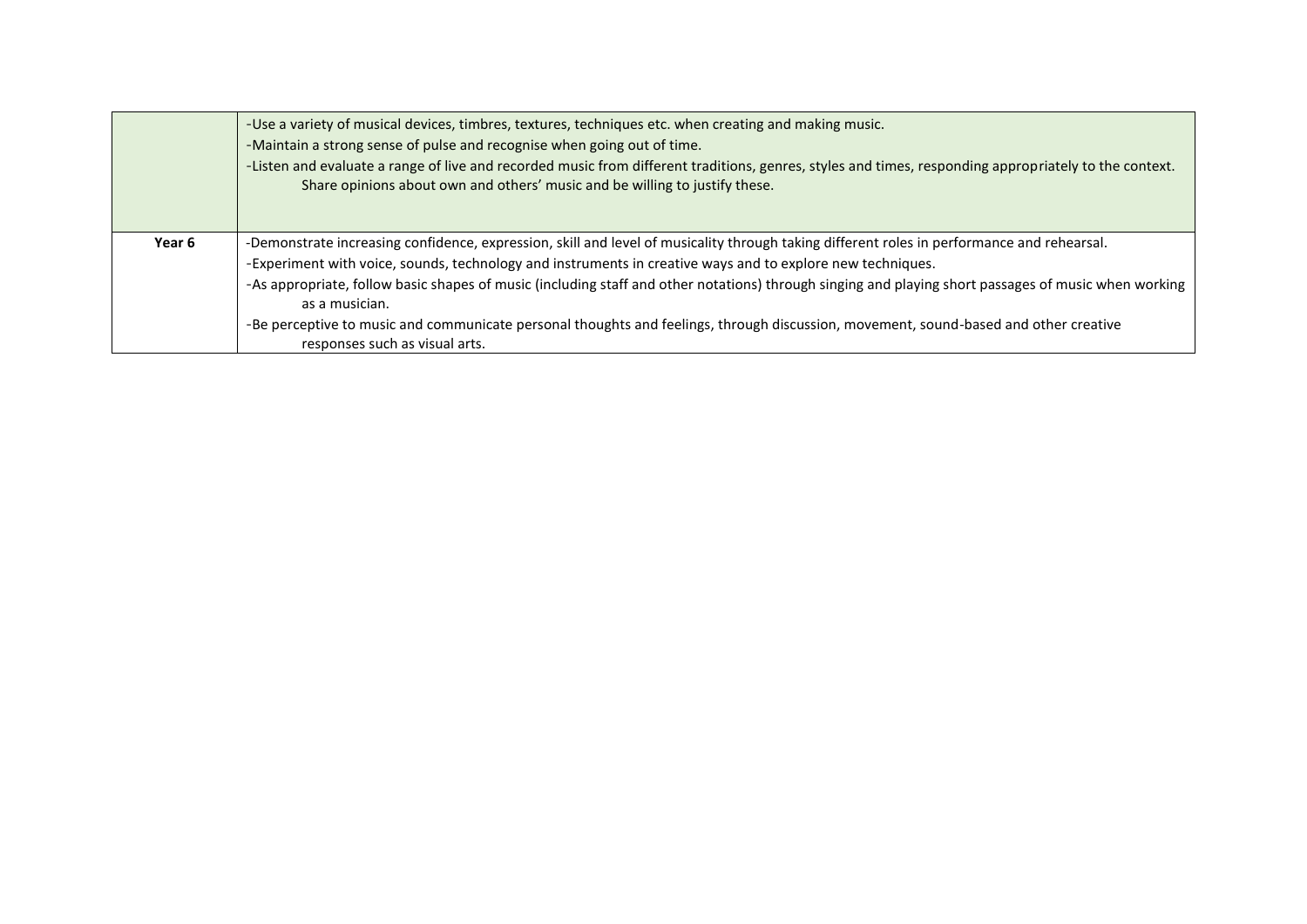| | |
|---|---|
| | -Use a variety of musical devices, timbres, textures, techniques etc. when creating and making music.<br>-Maintain a strong sense of pulse and recognise when going out of time.<br>-Listen and evaluate a range of live and recorded music from different traditions, genres, styles and times, responding appropriately to the context. Share opinions about own and others' music and be willing to justify these. |
| **Year 6** | -Demonstrate increasing confidence, expression, skill and level of musicality through taking different roles in performance and rehearsal.<br>-Experiment with voice, sounds, technology and instruments in creative ways and to explore new techniques.<br>-As appropriate, follow basic shapes of music (including staff and other notations) through singing and playing short passages of music when working as a musician.<br>-Be perceptive to music and communicate personal thoughts and feelings, through discussion, movement, sound-based and other creative responses such as visual arts. |